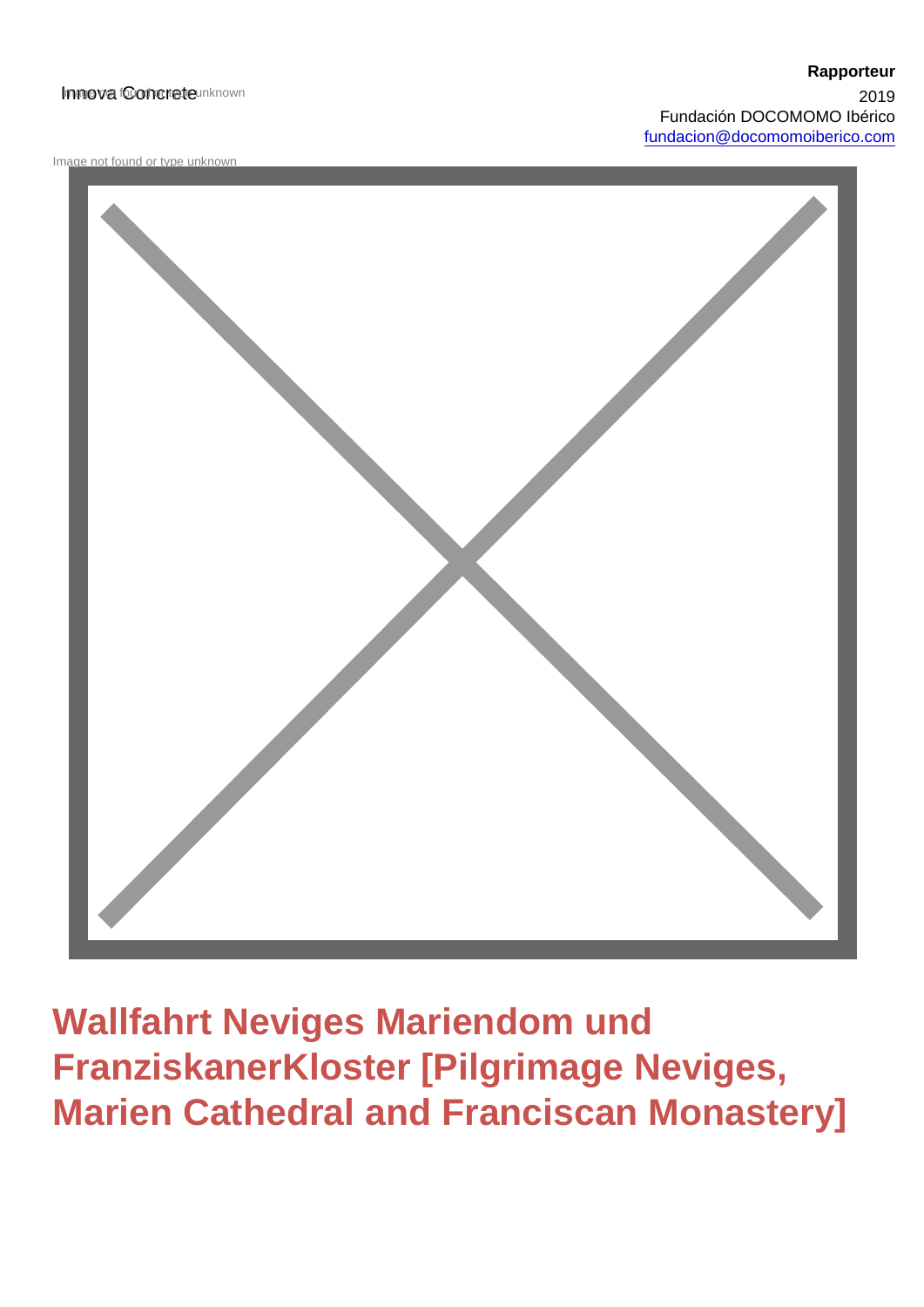Innova Concrete

**Rapporteur**

2019

Fundación DOCOMOMO Ibérico

fundacion@docomomoiberico.com

# Wallfahrt Neviges Mariendom und FranziskanerKloster [Pilgrimage Neviges, Marien Cathedral and Franciscan Monastery]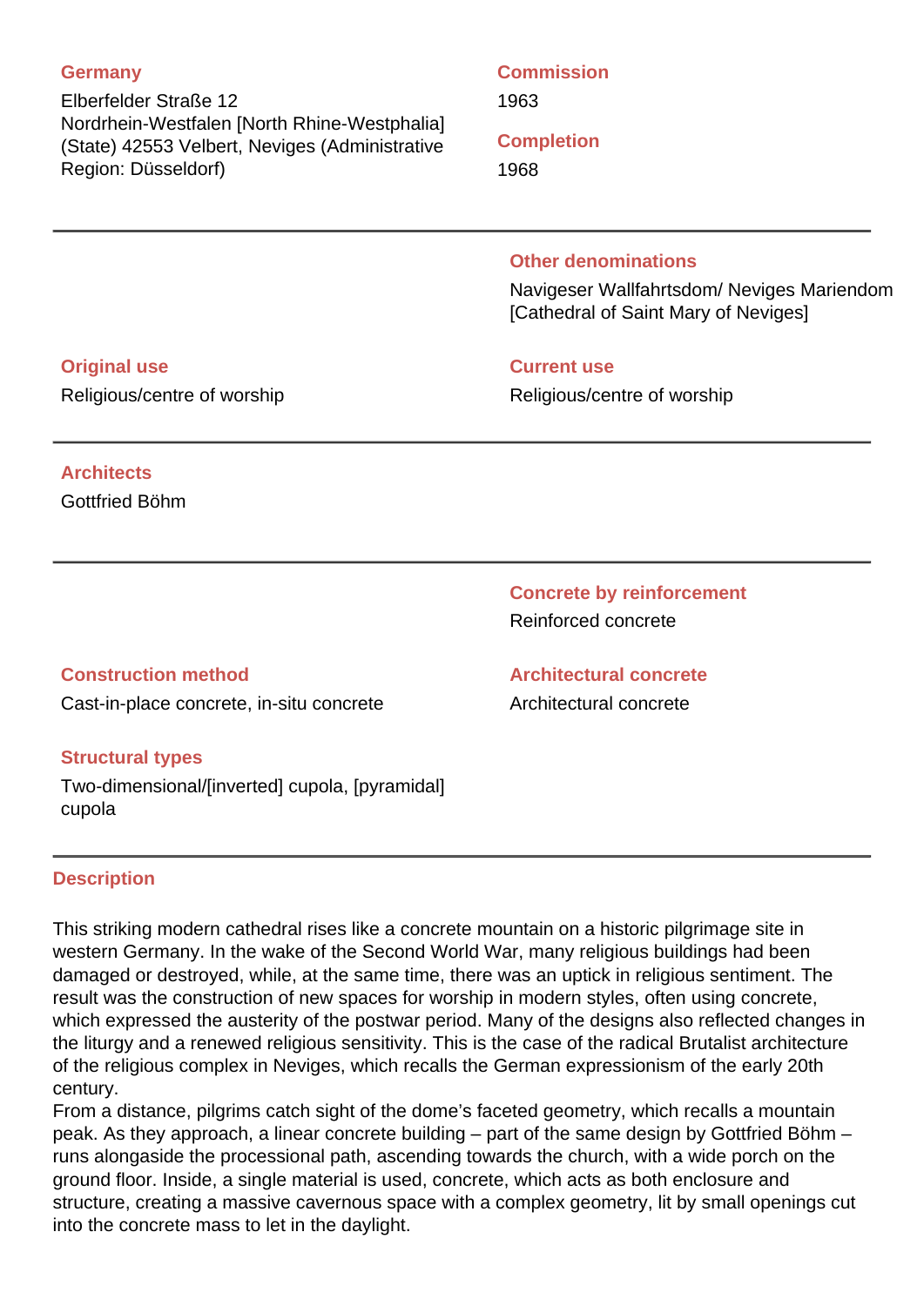**Germany**

Elberfelder Straße 12
Nordrhein-Westfalen [North Rhine-Westphalia] (State) 42553 Velbert, Neviges (Administrative Region: Düsseldorf)

**Commission**

1963

**Completion**

1968

---

**Other denominations**

Navigeser Wallfahrtsdom/ Neviges Mariendom [Cathedral of Saint Mary of Neviges]

**Original use**

Religious/centre of worship

**Current use**

Religious/centre of worship

---

**Architects**

Gottfried Böhm

---

**Concrete by reinforcement**

Reinforced concrete

**Construction method**

Cast-in-place concrete, in-situ concrete

**Architectural concrete**

Architectural concrete

**Structural types**

Two-dimensional/[inverted] cupola, [pyramidal] cupola

---

## Description

This striking modern cathedral rises like a concrete mountain on a historic pilgrimage site in western Germany. In the wake of the Second World War, many religious buildings had been damaged or destroyed, while, at the same time, there was an uptick in religious sentiment. The result was the construction of new spaces for worship in modern styles, often using concrete, which expressed the austerity of the postwar period. Many of the designs also reflected changes in the liturgy and a renewed religious sensitivity. This is the case of the radical Brutalist architecture of the religious complex in Neviges, which recalls the German expressionism of the early 20th century.

From a distance, pilgrims catch sight of the dome's faceted geometry, which recalls a mountain peak. As they approach, a linear concrete building – part of the same design by Gottfried Böhm – runs alongaside the processional path, ascending towards the church, with a wide porch on the ground floor. Inside, a single material is used, concrete, which acts as both enclosure and structure, creating a massive cavernous space with a complex geometry, lit by small openings cut into the concrete mass to let in the daylight.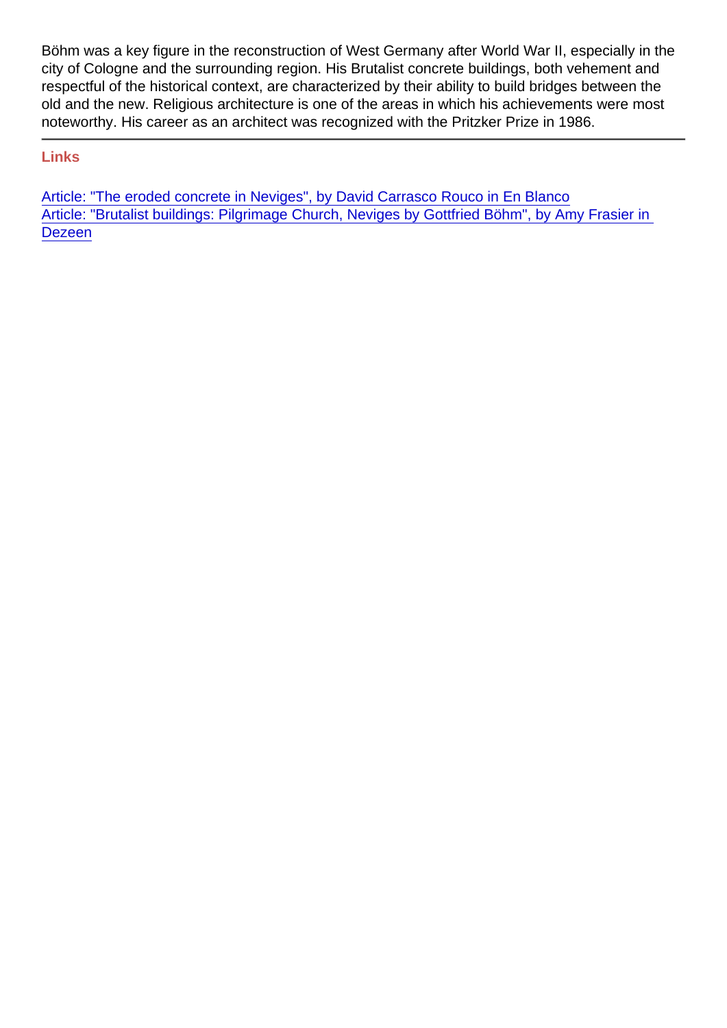Böhm was a key figure in the reconstruction of West Germany after World War II, especially in the city of Cologne and the surrounding region. His Brutalist concrete buildings, both vehement and respectful of the historical context, are characterized by their ability to build bridges between the old and the new. Religious architecture is one of the areas in which his achievements were most noteworthy. His career as an architect was recognized with the Pritzker Prize in 1986.

---

## Links

Article: "The eroded concrete in Neviges", by David Carrasco Rouco in En Blanco
Article: "Brutalist buildings: Pilgrimage Church, Neviges by Gottfried Böhm", by Amy Frasier in Dezeen